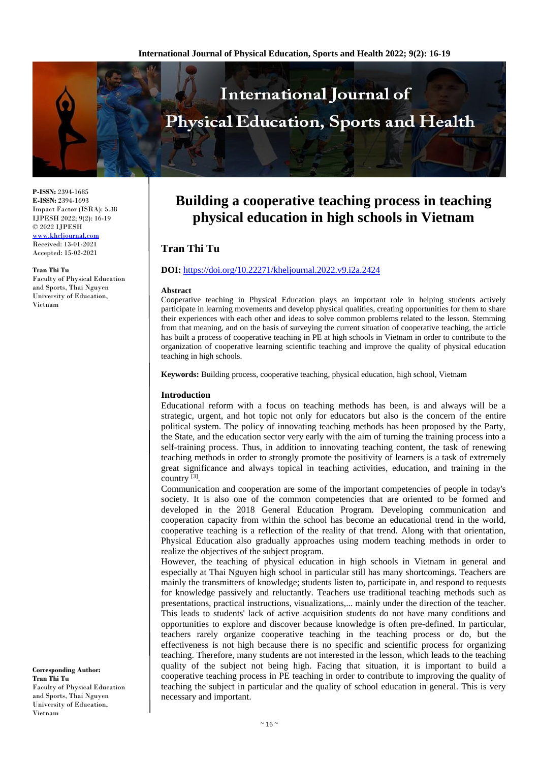P-ISSN: 2394-1685
E-ISSN: 2394-1693
Impact Factor (ISRA): 5.38
IJPESH 2022; 9(2): 16-19
© 2022 IJPESH
www.kheljournal.com
Received: 13-01-2021
Accepted: 15-02-2021

**Tran Thi Tu**
Faculty of Physical Education and Sports, Thai Nguyen University of Education, Vietnam

**Corresponding Author:**
**Tran Thi Tu**
Faculty of Physical Education and Sports, Thai Nguyen University of Education, Vietnam

# Building a cooperative teaching process in teaching physical education in high schools in Vietnam

## Tran Thi Tu

**DOI:** https://doi.org/10.22271/kheljournal.2022.v9.i2a.2424

### Abstract

Cooperative teaching in Physical Education plays an important role in helping students actively participate in learning movements and develop physical qualities, creating opportunities for them to share their experiences with each other and ideas to solve common problems related to the lesson. Stemming from that meaning, and on the basis of surveying the current situation of cooperative teaching, the article has built a process of cooperative teaching in PE at high schools in Vietnam in order to contribute to the organization of cooperative learning scientific teaching and improve the quality of physical education teaching in high schools.

**Keywords:** Building process, cooperative teaching, physical education, high school, Vietnam

### Introduction

Educational reform with a focus on teaching methods has been, is and always will be a strategic, urgent, and hot topic not only for educators but also is the concern of the entire political system. The policy of innovating teaching methods has been proposed by the Party, the State, and the education sector very early with the aim of turning the training process into a self-training process. Thus, in addition to innovating teaching content, the task of renewing teaching methods in order to strongly promote the positivity of learners is a task of extremely great significance and always topical in teaching activities, education, and training in the country [3].

Communication and cooperation are some of the important competencies of people in today's society. It is also one of the common competencies that are oriented to be formed and developed in the 2018 General Education Program. Developing communication and cooperation capacity from within the school has become an educational trend in the world, cooperative teaching is a reflection of the reality of that trend. Along with that orientation, Physical Education also gradually approaches using modern teaching methods in order to realize the objectives of the subject program.

However, the teaching of physical education in high schools in Vietnam in general and especially at Thai Nguyen high school in particular still has many shortcomings. Teachers are mainly the transmitters of knowledge; students listen to, participate in, and respond to requests for knowledge passively and reluctantly. Teachers use traditional teaching methods such as presentations, practical instructions, visualizations,... mainly under the direction of the teacher. This leads to students' lack of active acquisition students do not have many conditions and opportunities to explore and discover because knowledge is often pre-defined. In particular, teachers rarely organize cooperative teaching in the teaching process or do, but the effectiveness is not high because there is no specific and scientific process for organizing teaching. Therefore, many students are not interested in the lesson, which leads to the teaching quality of the subject not being high. Facing that situation, it is important to build a cooperative teaching process in PE teaching in order to contribute to improving the quality of teaching the subject in particular and the quality of school education in general. This is very necessary and important.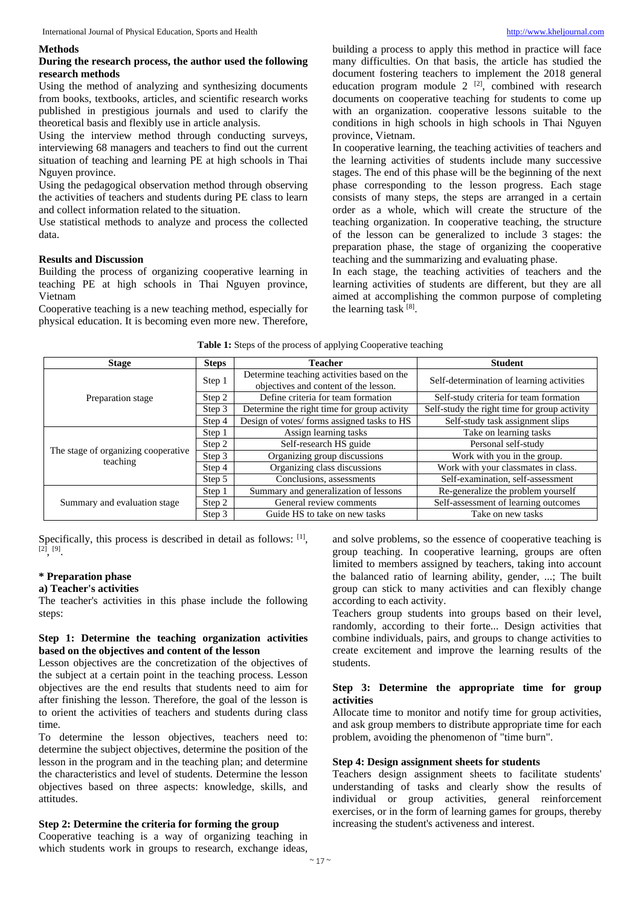## Methods

**During the research process, the author used the following research methods**

Using the method of analyzing and synthesizing documents from books, textbooks, articles, and scientific research works published in prestigious journals and used to clarify the theoretical basis and flexibly use in article analysis.

Using the interview method through conducting surveys, interviewing 68 managers and teachers to find out the current situation of teaching and learning PE at high schools in Thai Nguyen province.

Using the pedagogical observation method through observing the activities of teachers and students during PE class to learn and collect information related to the situation.

Use statistical methods to analyze and process the collected data.

## Results and Discussion

Building the process of organizing cooperative learning in teaching PE at high schools in Thai Nguyen province, Vietnam

Cooperative teaching is a new teaching method, especially for physical education. It is becoming even more new. Therefore, building a process to apply this method in practice will face many difficulties. On that basis, the article has studied the document fostering teachers to implement the 2018 general education program module 2 [2], combined with research documents on cooperative teaching for students to come up with an organization. cooperative lessons suitable to the conditions in high schools in high schools in Thai Nguyen province, Vietnam.

In cooperative learning, the teaching activities of teachers and the learning activities of students include many successive stages. The end of this phase will be the beginning of the next phase corresponding to the lesson progress. Each stage consists of many steps, the steps are arranged in a certain order as a whole, which will create the structure of the teaching organization. In cooperative teaching, the structure of the lesson can be generalized to include 3 stages: the preparation phase, the stage of organizing the cooperative teaching and the summarizing and evaluating phase.

In each stage, the teaching activities of teachers and the learning activities of students are different, but they are all aimed at accomplishing the common purpose of completing the learning task [8].

**Table 1:** Steps of the process of applying Cooperative teaching

| Stage | Steps | Teacher | Student |
|---|---|---|---|
| Preparation stage | Step 1 | Determine teaching activities based on the objectives and content of the lesson. | Self-determination of learning activities |
| | Step 2 | Define criteria for team formation | Self-study criteria for team formation |
| | Step 3 | Determine the right time for group activity | Self-study the right time for group activity |
| | Step 4 | Design of votes/ forms assigned tasks to HS | Self-study task assignment slips |
| The stage of organizing cooperative teaching | Step 1 | Assign learning tasks | Take on learning tasks |
| | Step 2 | Self-research HS guide | Personal self-study |
| | Step 3 | Organizing group discussions | Work with you in the group. |
| | Step 4 | Organizing class discussions | Work with your classmates in class. |
| | Step 5 | Conclusions, assessments | Self-examination, self-assessment |
| Summary and evaluation stage | Step 1 | Summary and generalization of lessons | Re-generalize the problem yourself |
| | Step 2 | General review comments | Self-assessment of learning outcomes |
| | Step 3 | Guide HS to take on new tasks | Take on new tasks |

Specifically, this process is described in detail as follows: [1], [2], [9].

### * Preparation phase

**a) Teacher's activities**

The teacher's activities in this phase include the following steps:

**Step 1: Determine the teaching organization activities based on the objectives and content of the lesson**

Lesson objectives are the concretization of the objectives of the subject at a certain point in the teaching process. Lesson objectives are the end results that students need to aim for after finishing the lesson. Therefore, the goal of the lesson is to orient the activities of teachers and students during class time.

To determine the lesson objectives, teachers need to: determine the subject objectives, determine the position of the lesson in the program and in the teaching plan; and determine the characteristics and level of students. Determine the lesson objectives based on three aspects: knowledge, skills, and attitudes.

**Step 2: Determine the criteria for forming the group**

Cooperative teaching is a way of organizing teaching in which students work in groups to research, exchange ideas, and solve problems, so the essence of cooperative teaching is group teaching. In cooperative learning, groups are often limited to members assigned by teachers, taking into account the balanced ratio of learning ability, gender, ...; The built group can stick to many activities and can flexibly change according to each activity.

Teachers group students into groups based on their level, randomly, according to their forte... Design activities that combine individuals, pairs, and groups to change activities to create excitement and improve the learning results of the students.

**Step 3: Determine the appropriate time for group activities**

Allocate time to monitor and notify time for group activities, and ask group members to distribute appropriate time for each problem, avoiding the phenomenon of "time burn".

**Step 4: Design assignment sheets for students**

Teachers design assignment sheets to facilitate students' understanding of tasks and clearly show the results of individual or group activities, general reinforcement exercises, or in the form of learning games for groups, thereby increasing the student's activeness and interest.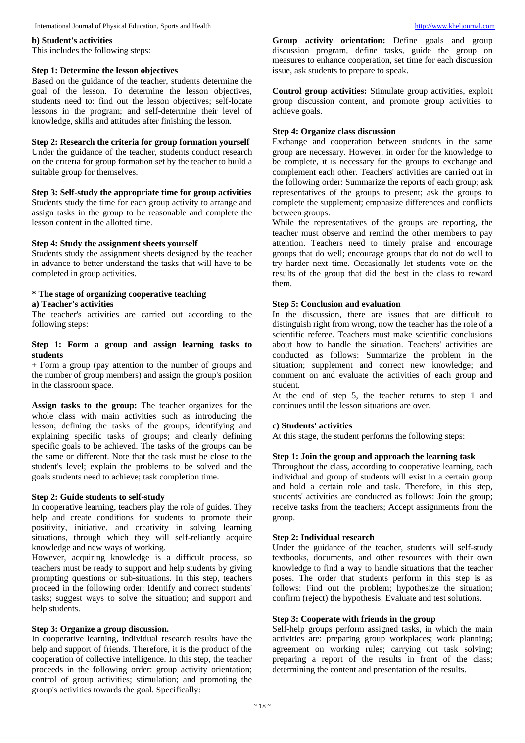**b) Student's activities**

This includes the following steps:

**Step 1: Determine the lesson objectives**

Based on the guidance of the teacher, students determine the goal of the lesson. To determine the lesson objectives, students need to: find out the lesson objectives; self-locate lessons in the program; and self-determine their level of knowledge, skills and attitudes after finishing the lesson.

**Step 2: Research the criteria for group formation yourself**

Under the guidance of the teacher, students conduct research on the criteria for group formation set by the teacher to build a suitable group for themselves.

**Step 3: Self-study the appropriate time for group activities**

Students study the time for each group activity to arrange and assign tasks in the group to be reasonable and complete the lesson content in the allotted time.

**Step 4: Study the assignment sheets yourself**

Students study the assignment sheets designed by the teacher in advance to better understand the tasks that will have to be completed in group activities.

**\* The stage of organizing cooperative teaching**

**a) Teacher's activities**

The teacher's activities are carried out according to the following steps:

**Step 1: Form a group and assign learning tasks to students**

+ Form a group (pay attention to the number of groups and the number of group members) and assign the group's position in the classroom space.

**Assign tasks to the group:** The teacher organizes for the whole class with main activities such as introducing the lesson; defining the tasks of the groups; identifying and explaining specific tasks of groups; and clearly defining specific goals to be achieved. The tasks of the groups can be the same or different. Note that the task must be close to the student's level; explain the problems to be solved and the goals students need to achieve; task completion time.

**Step 2: Guide students to self-study**

In cooperative learning, teachers play the role of guides. They help and create conditions for students to promote their positivity, initiative, and creativity in solving learning situations, through which they will self-reliantly acquire knowledge and new ways of working.

However, acquiring knowledge is a difficult process, so teachers must be ready to support and help students by giving prompting questions or sub-situations. In this step, teachers proceed in the following order: Identify and correct students' tasks; suggest ways to solve the situation; and support and help students.

**Step 3: Organize a group discussion.**

In cooperative learning, individual research results have the help and support of friends. Therefore, it is the product of the cooperation of collective intelligence. In this step, the teacher proceeds in the following order: group activity orientation; control of group activities; stimulation; and promoting the group's activities towards the goal. Specifically:

**Group activity orientation:** Define goals and group discussion program, define tasks, guide the group on measures to enhance cooperation, set time for each discussion issue, ask students to prepare to speak.

**Control group activities:** Stimulate group activities, exploit group discussion content, and promote group activities to achieve goals.

**Step 4: Organize class discussion**

Exchange and cooperation between students in the same group are necessary. However, in order for the knowledge to be complete, it is necessary for the groups to exchange and complement each other. Teachers' activities are carried out in the following order: Summarize the reports of each group; ask representatives of the groups to present; ask the groups to complete the supplement; emphasize differences and conflicts between groups.

While the representatives of the groups are reporting, the teacher must observe and remind the other members to pay attention. Teachers need to timely praise and encourage groups that do well; encourage groups that do not do well to try harder next time. Occasionally let students vote on the results of the group that did the best in the class to reward them.

**Step 5: Conclusion and evaluation**

In the discussion, there are issues that are difficult to distinguish right from wrong, now the teacher has the role of a scientific referee. Teachers must make scientific conclusions about how to handle the situation. Teachers' activities are conducted as follows: Summarize the problem in the situation; supplement and correct new knowledge; and comment on and evaluate the activities of each group and student.

At the end of step 5, the teacher returns to step 1 and continues until the lesson situations are over.

**c) Students' activities**

At this stage, the student performs the following steps:

**Step 1: Join the group and approach the learning task**

Throughout the class, according to cooperative learning, each individual and group of students will exist in a certain group and hold a certain role and task. Therefore, in this step, students' activities are conducted as follows: Join the group; receive tasks from the teachers; Accept assignments from the group.

**Step 2: Individual research**

Under the guidance of the teacher, students will self-study textbooks, documents, and other resources with their own knowledge to find a way to handle situations that the teacher poses. The order that students perform in this step is as follows: Find out the problem; hypothesize the situation; confirm (reject) the hypothesis; Evaluate and test solutions.

**Step 3: Cooperate with friends in the group**

Self-help groups perform assigned tasks, in which the main activities are: preparing group workplaces; work planning; agreement on working rules; carrying out task solving; preparing a report of the results in front of the class; determining the content and presentation of the results.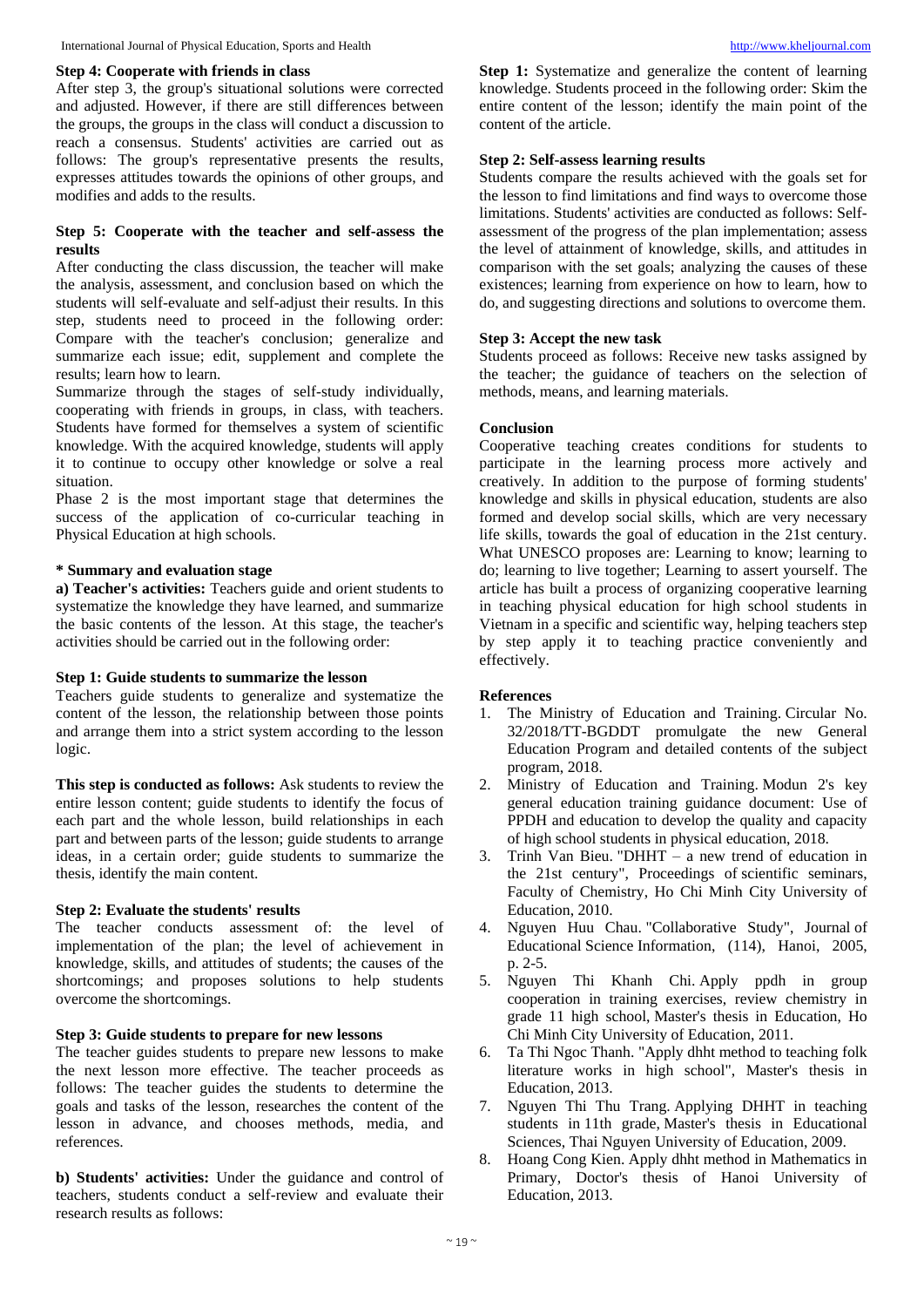### Step 4: Cooperate with friends in class

After step 3, the group's situational solutions were corrected and adjusted. However, if there are still differences between the groups, the groups in the class will conduct a discussion to reach a consensus. Students' activities are carried out as follows: The group's representative presents the results, expresses attitudes towards the opinions of other groups, and modifies and adds to the results.

### Step 5: Cooperate with the teacher and self-assess the results

After conducting the class discussion, the teacher will make the analysis, assessment, and conclusion based on which the students will self-evaluate and self-adjust their results. In this step, students need to proceed in the following order: Compare with the teacher's conclusion; generalize and summarize each issue; edit, supplement and complete the results; learn how to learn.

Summarize through the stages of self-study individually, cooperating with friends in groups, in class, with teachers. Students have formed for themselves a system of scientific knowledge. With the acquired knowledge, students will apply it to continue to occupy other knowledge or solve a real situation.

Phase 2 is the most important stage that determines the success of the application of co-curricular teaching in Physical Education at high schools.

### * Summary and evaluation stage

**a) Teacher's activities:** Teachers guide and orient students to systematize the knowledge they have learned, and summarize the basic contents of the lesson. At this stage, the teacher's activities should be carried out in the following order:

### Step 1: Guide students to summarize the lesson

Teachers guide students to generalize and systematize the content of the lesson, the relationship between those points and arrange them into a strict system according to the lesson logic.

**This step is conducted as follows:** Ask students to review the entire lesson content; guide students to identify the focus of each part and the whole lesson, build relationships in each part and between parts of the lesson; guide students to arrange ideas, in a certain order; guide students to summarize the thesis, identify the main content.

### Step 2: Evaluate the students' results

The teacher conducts assessment of: the level of implementation of the plan; the level of achievement in knowledge, skills, and attitudes of students; the causes of the shortcomings; and proposes solutions to help students overcome the shortcomings.

### Step 3: Guide students to prepare for new lessons

The teacher guides students to prepare new lessons to make the next lesson more effective. The teacher proceeds as follows: The teacher guides the students to determine the goals and tasks of the lesson, researches the content of the lesson in advance, and chooses methods, media, and references.

**b) Students' activities:** Under the guidance and control of teachers, students conduct a self-review and evaluate their research results as follows:

**Step 1:** Systematize and generalize the content of learning knowledge. Students proceed in the following order: Skim the entire content of the lesson; identify the main point of the content of the article.

### Step 2: Self-assess learning results

Students compare the results achieved with the goals set for the lesson to find limitations and find ways to overcome those limitations. Students' activities are conducted as follows: Self-assessment of the progress of the plan implementation; assess the level of attainment of knowledge, skills, and attitudes in comparison with the set goals; analyzing the causes of these existences; learning from experience on how to learn, how to do, and suggesting directions and solutions to overcome them.

### Step 3: Accept the new task

Students proceed as follows: Receive new tasks assigned by the teacher; the guidance of teachers on the selection of methods, means, and learning materials.

## Conclusion

Cooperative teaching creates conditions for students to participate in the learning process more actively and creatively. In addition to the purpose of forming students' knowledge and skills in physical education, students are also formed and develop social skills, which are very necessary life skills, towards the goal of education in the 21st century. What UNESCO proposes are: Learning to know; learning to do; learning to live together; Learning to assert yourself. The article has built a process of organizing cooperative learning in teaching physical education for high school students in Vietnam in a specific and scientific way, helping teachers step by step apply it to teaching practice conveniently and effectively.

## References

1. The Ministry of Education and Training. Circular No. 32/2018/TT-BGDDT promulgate the new General Education Program and detailed contents of the subject program, 2018.
2. Ministry of Education and Training. Modun 2's key general education training guidance document: Use of PPDH and education to develop the quality and capacity of high school students in physical education, 2018.
3. Trinh Van Bieu. "DHHT – a new trend of education in the 21st century", Proceedings of scientific seminars, Faculty of Chemistry, Ho Chi Minh City University of Education, 2010.
4. Nguyen Huu Chau. "Collaborative Study", Journal of Educational Science Information, (114), Hanoi, 2005, p. 2-5.
5. Nguyen Thi Khanh Chi. Apply ppdh in group cooperation in training exercises, review chemistry in grade 11 high school, Master's thesis in Education, Ho Chi Minh City University of Education, 2011.
6. Ta Thi Ngoc Thanh. "Apply dhht method to teaching folk literature works in high school", Master's thesis in Education, 2013.
7. Nguyen Thi Thu Trang. Applying DHHT in teaching students in 11th grade, Master's thesis in Educational Sciences, Thai Nguyen University of Education, 2009.
8. Hoang Cong Kien. Apply dhht method in Mathematics in Primary, Doctor's thesis of Hanoi University of Education, 2013.